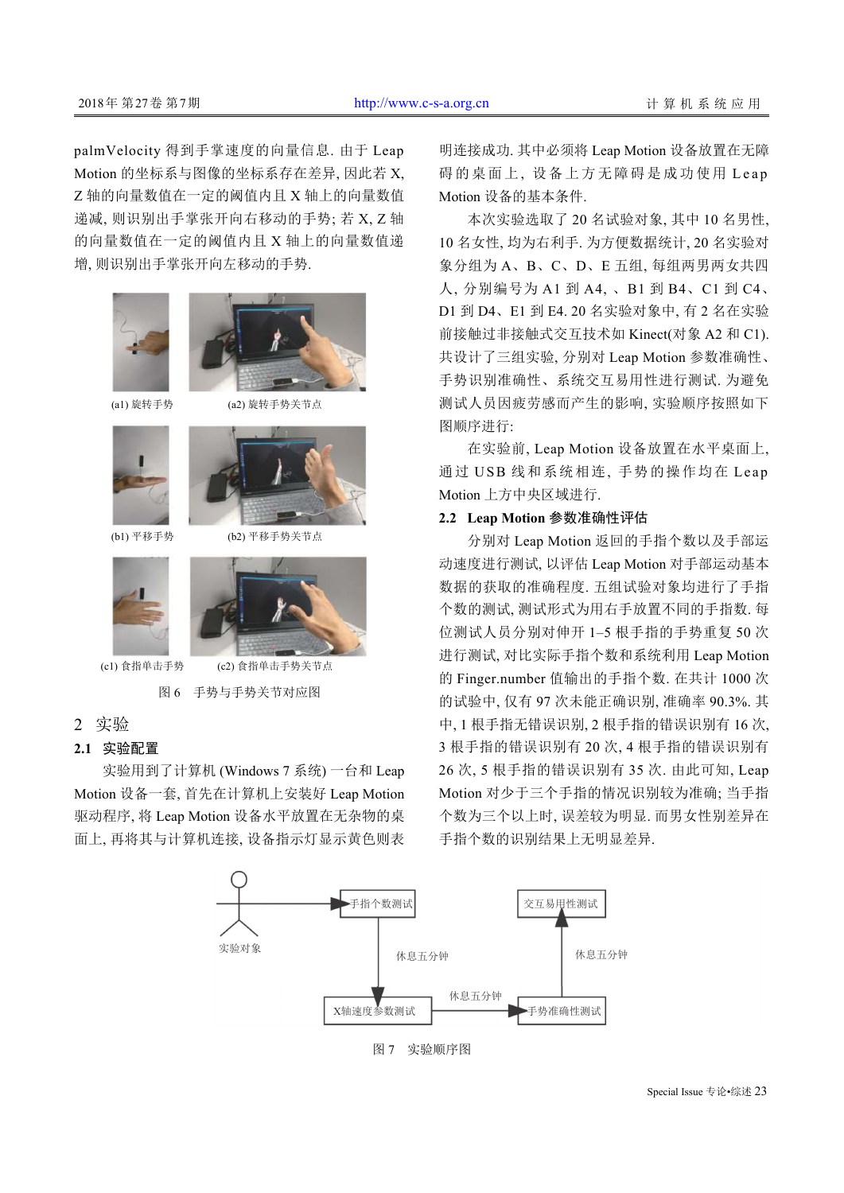palmVelocity 得到手掌速度的向量信息. 由于 Leap Motion 的坐标系与图像的坐标系存在差异, 因此若 X, Z 轴的向量数值在一定的阈值内且 X 轴上的向量数值递减, 则识别出手掌张开向右移动的手势; 若 X, Z 轴的向量数值在一定的阈值内且 X 轴上的向量数值递增, 则识别出手掌张开向左移动的手势.

(a1) 旋转手势　(a2) 旋转手势关节点

(b1) 平移手势　(b2) 平移手势关节点

(c1) 食指单击手势　(c2) 食指单击手势关节点

图 6　手势与手势关节对应图

## 2　实验

### 2.1　实验配置

实验用到了计算机 (Windows 7 系统) 一台和 Leap Motion 设备一套, 首先在计算机上安装好 Leap Motion 驱动程序, 将 Leap Motion 设备水平放置在无杂物的桌面上, 再将其与计算机连接, 设备指示灯显示黄色则表明连接成功. 其中必须将 Leap Motion 设备放置在无障碍的桌面上, 设备上方无障碍是成功使用 Leap Motion 设备的基本条件.

本次实验选取了 20 名试验对象, 其中 10 名男性, 10 名女性, 均为右利手. 为方便数据统计, 20 名实验对象分组为 A、B、C、D、E 五组, 每组两男两女共四人, 分别编号为 A1 到 A4, 、B1 到 B4、C1 到 C4、D1 到 D4、E1 到 E4. 20 名实验对象中, 有 2 名在实验前接触过非接触式交互技术如 Kinect(对象 A2 和 C1). 共设计了三组实验, 分别对 Leap Motion 参数准确性、手势识别准确性、系统交互易用性进行测试. 为避免测试人员因疲劳感而产生的影响, 实验顺序按照如下图顺序进行:

在实验前, Leap Motion 设备放置在水平桌面上, 通过 USB 线和系统相连, 手势的操作均在 Leap Motion 上方中央区域进行.

### 2.2　Leap Motion 参数准确性评估

分别对 Leap Motion 返回的手指个数以及手部运动速度进行测试, 以评估 Leap Motion 对手部运动基本数据的获取的准确程度. 五组试验对象均进行了手指个数的测试, 测试形式为用右手放置不同的手指数. 每位测试人员分别对伸开 1–5 根手指的手势重复 50 次进行测试, 对比实际手指个数和系统利用 Leap Motion 的 Finger.number 值输出的手指个数. 在共计 1000 次的试验中, 仅有 97 次未能正确识别, 准确率 90.3%. 其中, 1 根手指无错误识别, 2 根手指的错误识别有 16 次, 3 根手指的错误识别有 20 次, 4 根手指的错误识别有 26 次, 5 根手指的错误识别有 35 次. 由此可知, Leap Motion 对少于三个手指的情况识别较为准确; 当手指个数为三个以上时, 误差较为明显. 而男女性别差异在手指个数的识别结果上无明显差异.

实验对象 → 手指个数测试 →(休息五分钟)→ X轴速度参数测试 →(休息五分钟)→ 手势准确性测试 →(休息五分钟)→ 交互易用性测试

图 7　实验顺序图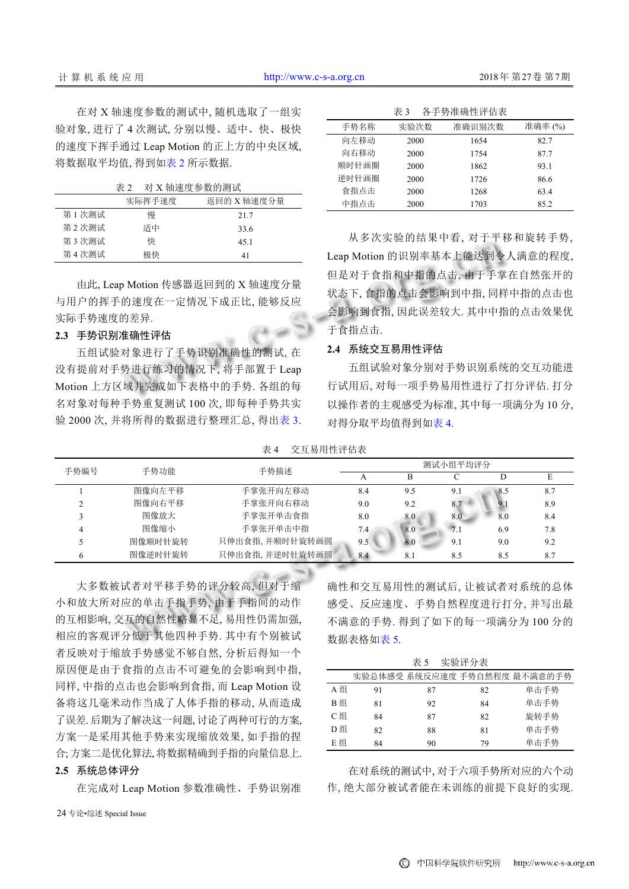在对 X 轴速度参数的测试中, 随机选取了一组实验对象, 进行了 4 次测试, 分别以慢、适中、快、极快的速度下挥手通过 Leap Motion 的正上方的中央区域, 将数据取平均值, 得到如表 2 所示数据.

表 2　对 X 轴速度参数的测试

| | 实际挥手速度 | 返回的 X 轴速度分量 |
|---|---|---|
| 第 1 次测试 | 慢 | 21.7 |
| 第 2 次测试 | 适中 | 33.6 |
| 第 3 次测试 | 快 | 45.1 |
| 第 4 次测试 | 极快 | 41 |

由此, Leap Motion 传感器返回到的 X 轴速度分量与用户的挥手的速度在一定情况下成正比, 能够反应实际手势速度的差异.

### 2.3　手势识别准确性评估

五组试验对象进行了手势识别准确性的测试, 在没有提前对手势进行练习的情况下, 将手部置于 Leap Motion 上方区域并完成如下表格中的手势. 各组的每名对象对每种手势重复测试 100 次, 即每种手势共实验 2000 次, 并将所得的数据进行整理汇总, 得出表 3.

表 3　各手势准确性评估表

| 手势名称 | 实验次数 | 准确识别次数 | 准确率 (%) |
|---|---|---|---|
| 向左移动 | 2000 | 1654 | 82.7 |
| 向右移动 | 2000 | 1754 | 87.7 |
| 顺时针画圈 | 2000 | 1862 | 93.1 |
| 逆时针画圈 | 2000 | 1726 | 86.6 |
| 食指点击 | 2000 | 1268 | 63.4 |
| 中指点击 | 2000 | 1703 | 85.2 |

从多次实验的结果中看, 对于平移和旋转手势, Leap Motion 的识别率基本上能达到令人满意的程度, 但是对于食指和中指的点击, 由于手掌在自然张开的状态下, 食指的点击会影响到中指, 同样中指的点击也会影响到食指, 因此误差较大. 其中中指的点击效果优于食指点击.

### 2.4　系统交互易用性评估

五组试验对象分别对手势识别系统的交互功能进行试用后, 对每一项手势易用性进行了打分评估. 打分以操作者的主观感受为标准, 其中每一项满分为 10 分, 对得分取平均值得到如表 4.

表 4　交互易用性评估表

| 手势编号 | 手势功能 | 手势描述 | 测试小组平均评分 | | | | |
|---|---|---|---|---|---|---|---|
| | | | A | B | C | D | E |
| 1 | 图像向左平移 | 手掌张开向左移动 | 8.4 | 9.5 | 9.1 | 8.5 | 8.7 |
| 2 | 图像向右平移 | 手掌张开向右移动 | 9.0 | 9.2 | 8.7 | 9.1 | 8.9 |
| 3 | 图像放大 | 手掌张开单击食指 | 8.0 | 8.0 | 8.0 | 8.0 | 8.4 |
| 4 | 图像缩小 | 手掌张开单击中指 | 7.4 | 8.0 | 7.1 | 6.9 | 7.8 |
| 5 | 图像顺时针旋转 | 只伸出食指, 并顺时针旋转画圆 | 9.5 | 8.0 | 9.1 | 9.0 | 9.2 |
| 6 | 图像逆时针旋转 | 只伸出食指, 并逆时针旋转画圆 | 8.4 | 8.1 | 8.5 | 8.5 | 8.7 |

大多数被试者对平移手势的评分较高, 但对于缩小和放大所对应的单击手指手势, 由于手指间的动作的互相影响, 交互的自然性略显不足, 易用性仍需加强, 相应的客观评分低于其他四种手势. 其中有个别被试者反映对于缩放手势感觉不够自然, 分析后得知一个原因便是由于食指的点击不可避免的会影响到中指, 同样, 中指的点击也会影响到食指, 而 Leap Motion 设备将这几毫米动作当成了人体手指的移动, 从而造成了误差. 后期为了解决这一问题, 讨论了两种可行的方案, 方案一是采用其他手势来实现缩放效果, 如手指的捏合; 方案二是优化算法, 将数据精确到手指的向量信息上.

### 2.5　系统总体评分

在完成对 Leap Motion 参数准确性、手势识别准确性和交互易用性的测试后, 让被试者对系统的总体感受、反应速度、手势自然程度进行打分, 并写出最不满意的手势. 得到了如下的每一项满分为 100 分的数据表格如表 5.

表 5　实验评分表

| | 实验总体感受 | 系统反应速度 | 手势自然程度 | 最不满意的手势 |
|---|---|---|---|---|
| A 组 | 91 | 87 | 82 | 单击手势 |
| B 组 | 81 | 92 | 84 | 单击手势 |
| C 组 | 84 | 87 | 82 | 旋转手势 |
| D 组 | 82 | 88 | 81 | 单击手势 |
| E 组 | 84 | 90 | 79 | 单击手势 |

在对系统的测试中, 对于六项手势所对应的六个动作, 绝大部分被试者能在未训练的前提下良好的实现.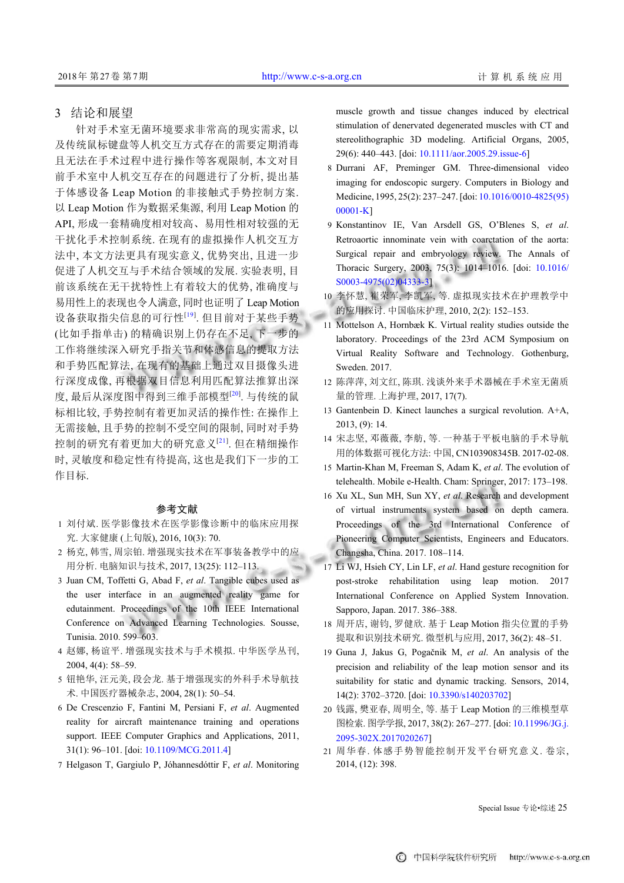## 3 结论和展望

针对手术室无菌环境要求非常高的现实需求, 以及传统鼠标键盘等人机交互方式存在的需要定期消毒且无法在手术过程中进行操作等客观限制, 本文对目前手术室中人机交互存在的问题进行了分析, 提出基于体感设备 Leap Motion 的非接触式手势控制方案. 以 Leap Motion 作为数据采集源, 利用 Leap Motion 的 API, 形成一套精确度相对较高、易用性相对较强的无干扰化手术控制系统. 在现有的虚拟操作人机交互方法中, 本文方法更具有现实意义, 优势突出, 且进一步促进了人机交互与手术结合领域的发展. 实验表明, 目前该系统在无干扰特性上有着较大的优势, 准确度与易用性上的表现也令人满意, 同时也证明了 Leap Motion 设备获取指尖信息的可行性[19]. 但目前对于某些手势(比如手指单击) 的精确识别上仍存在不足, 下一步的工作将继续深入研究手指关节和体感信息的提取方法和手势匹配算法, 在现有的基础上通过双目摄像头进行深度成像, 再根据双目信息利用匹配算法推算出深度, 最后从深度图中得到三维手部模型[20]. 与传统的鼠标相比较, 手势控制有着更加灵活的操作性: 在操作上无需接触, 且手势的控制不受空间的限制, 同时对手势控制的研究有着更加大的研究意义[21]. 但在精细操作时, 灵敏度和稳定性有待提高, 这也是我们下一步的工作目标.

## 参考文献

1 刘付斌. 医学影像技术在医学影像诊断中的临床应用探究. 大家健康 (上旬版), 2016, 10(3): 70.

2 杨克, 韩雪, 周宗铂. 增强现实技术在军事装备教学中的应用分析. 电脑知识与技术, 2017, 13(25): 112–113.

3 Juan CM, Toffetti G, Abad F, *et al*. Tangible cubes used as the user interface in an augmented reality game for edutainment. Proceedings of the 10th IEEE International Conference on Advanced Learning Technologies. Sousse, Tunisia. 2010. 599–603.

4 赵鲥, 杨谊平. 增强现实技术与手术模拟. 中华医学丛刊, 2004, 4(4): 58–59.

5 钮艳华, 汪元美, 段会龙. 基于增强现实的外科手术导航技术. 中国医疗器械杂志, 2004, 28(1): 50–54.

6 De Crescenzio F, Fantini M, Persiani F, *et al*. Augmented reality for aircraft maintenance training and operations support. IEEE Computer Graphics and Applications, 2011, 31(1): 96–101. [doi: 10.1109/MCG.2011.4]

7 Helgason T, Gargiulo P, Jóhannesdóttir F, *et al*. Monitoring muscle growth and tissue changes induced by electrical stimulation of denervated degenerated muscles with CT and stereolithographic 3D modeling. Artificial Organs, 2005, 29(6): 440–443. [doi: 10.1111/aor.2005.29.issue-6]

8 Durrani AF, Preminger GM. Three-dimensional video imaging for endoscopic surgery. Computers in Biology and Medicine, 1995, 25(2): 237–247. [doi: 10.1016/0010-4825(95)00001-K]

9 Konstantinov IE, Van Arsdell GS, O'Blenes S, *et al*. Retroaortic innominate vein with coarctation of the aorta: Surgical repair and embryology review. The Annals of Thoracic Surgery, 2003, 75(3): 1014–1016. [doi: 10.1016/S0003-4975(02)04333-3]

10 李怀慧, 崔荣军, 李凯军, 等. 虚拟现实技术在护理教学中的应用探讨. 中国临床护理, 2010, 2(2): 152–153.

11 Mottelson A, Hornbæk K. Virtual reality studies outside the laboratory. Proceedings of the 23rd ACM Symposium on Virtual Reality Software and Technology. Gothenburg, Sweden. 2017.

12 陈萍萍, 刘文红, 陈琪. 浅谈外来手术器械在手术室无菌质量的管理. 上海护理, 2017, 17(7).

13 Gantenbein D. Kinect launches a surgical revolution. A+A, 2013, (9): 14.

14 宋志坚, 邓薇薇, 李舫, 等. 一种基于平板电脑的手术导航用的体数据可视化方法: 中国, CN103908345B. 2017-02-08.

15 Martin-Khan M, Freeman S, Adam K, *et al*. The evolution of telehealth. Mobile e-Health. Cham: Springer, 2017: 173–198.

16 Xu XL, Sun MH, Sun XY, *et al*. Research and development of virtual instruments system based on depth camera. Proceedings of the 3rd International Conference of Pioneering Computer Scientists, Engineers and Educators. Changsha, China. 2017. 108–114.

17 Li WJ, Hsieh CY, Lin LF, *et al*. Hand gesture recognition for post-stroke rehabilitation using leap motion. 2017 International Conference on Applied System Innovation. Sapporo, Japan. 2017. 386–388.

18 周开店, 谢钧, 罗健欣. 基于 Leap Motion 指尖位置的手势提取和识别技术研究. 微型机与应用, 2017, 36(2): 48–51.

19 Guna J, Jakus G, Pogačnik M, *et al*. An analysis of the precision and reliability of the leap motion sensor and its suitability for static and dynamic tracking. Sensors, 2014, 14(2): 3702–3720. [doi: 10.3390/s140203702]

20 钱露, 樊亚春, 周明全, 等. 基于 Leap Motion 的三维模型草图检索. 图学学报, 2017, 38(2): 267–277. [doi: 10.11996/JG.j.2095-302X.2017020267]

21 周华春. 体感手势智能控制开发平台研究意义. 卷宗, 2014, (12): 398.